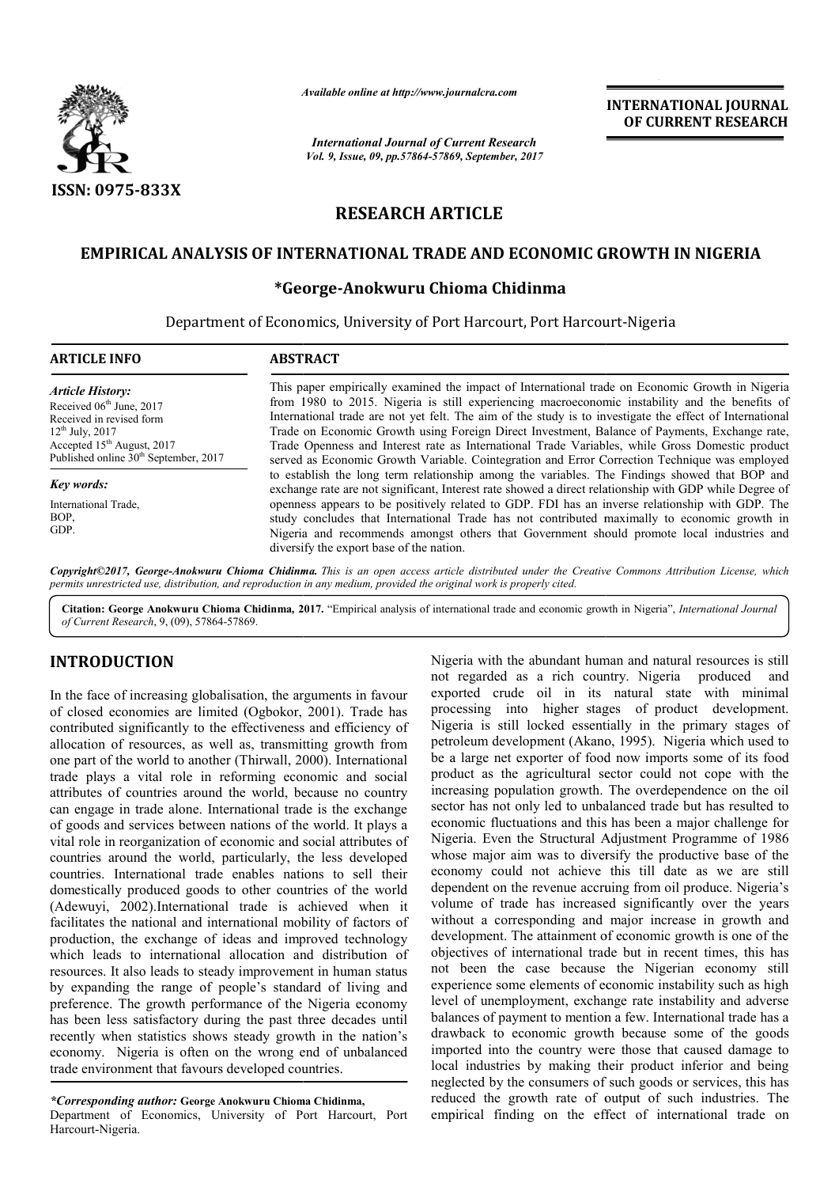*Available online at http://www.journalcra.com*

*International Journal of Current Research*
*Vol. 9, Issue, 09, pp.57864-57869, September, 2017*

**INTERNATIONAL JOURNAL OF CURRENT RESEARCH**

**ISSN: 0975-833X**

## RESEARCH ARTICLE

# EMPIRICAL ANALYSIS OF INTERNATIONAL TRADE AND ECONOMIC GROWTH IN NIGERIA

### *George-Anokwuru Chioma Chidinma

Department of Economics, University of Port Harcourt, Port Harcourt-Nigeria

**ARTICLE INFO**

*Article History:*
Received 06th June, 2017
Received in revised form
12th July, 2017
Accepted 15th August, 2017
Published online 30th September, 2017

*Key words:*
International Trade,
BOP,
GDP.

**ABSTRACT**

This paper empirically examined the impact of International trade on Economic Growth in Nigeria from 1980 to 2015. Nigeria is still experiencing macroeconomic instability and the benefits of International trade are not yet felt. The aim of the study is to investigate the effect of International Trade on Economic Growth using Foreign Direct Investment, Balance of Payments, Exchange rate, Trade Openness and Interest rate as International Trade Variables, while Gross Domestic product served as Economic Growth Variable. Cointegration and Error Correction Technique was employed to establish the long term relationship among the variables. The Findings showed that BOP and exchange rate are not significant, Interest rate showed a direct relationship with GDP while Degree of openness appears to be positively related to GDP. FDI has an inverse relationship with GDP. The study concludes that International Trade has not contributed maximally to economic growth in Nigeria and recommends amongst others that Government should promote local industries and diversify the export base of the nation.

*Copyright©2017, George-Anokwuru Chioma Chidinma. This is an open access article distributed under the Creative Commons Attribution License, which permits unrestricted use, distribution, and reproduction in any medium, provided the original work is properly cited.*

**Citation: George Anokwuru Chioma Chidinma, 2017.** "Empirical analysis of international trade and economic growth in Nigeria", *International Journal of Current Research*, 9, (09), 57864-57869.

## INTRODUCTION

In the face of increasing globalisation, the arguments in favour of closed economies are limited (Ogbokor, 2001). Trade has contributed significantly to the effectiveness and efficiency of allocation of resources, as well as, transmitting growth from one part of the world to another (Thirwall, 2000). International trade plays a vital role in reforming economic and social attributes of countries around the world, because no country can engage in trade alone. International trade is the exchange of goods and services between nations of the world. It plays a vital role in reorganization of economic and social attributes of countries around the world, particularly, the less developed countries. International trade enables nations to sell their domestically produced goods to other countries of the world (Adewuyi, 2002).International trade is achieved when it facilitates the national and international mobility of factors of production, the exchange of ideas and improved technology which leads to international allocation and distribution of resources. It also leads to steady improvement in human status by expanding the range of people's standard of living and preference. The growth performance of the Nigeria economy has been less satisfactory during the past three decades until recently when statistics shows steady growth in the nation's economy. Nigeria is often on the wrong end of unbalanced trade environment that favours developed countries.

Nigeria with the abundant human and natural resources is still not regarded as a rich country. Nigeria produced and exported crude oil in its natural state with minimal processing into higher stages of product development. Nigeria is still locked essentially in the primary stages of petroleum development (Akano, 1995). Nigeria which used to be a large net exporter of food now imports some of its food product as the agricultural sector could not cope with the increasing population growth. The overdependence on the oil sector has not only led to unbalanced trade but has resulted to economic fluctuations and this has been a major challenge for Nigeria. Even the Structural Adjustment Programme of 1986 whose major aim was to diversify the productive base of the economy could not achieve this till date as we are still dependent on the revenue accruing from oil produce. Nigeria's volume of trade has increased significantly over the years without a corresponding and major increase in growth and development. The attainment of economic growth is one of the objectives of international trade but in recent times, this has not been the case because the Nigerian economy still experience some elements of economic instability such as high level of unemployment, exchange rate instability and adverse balances of payment to mention a few. International trade has a drawback to economic growth because some of the goods imported into the country were those that caused damage to local industries by making their product inferior and being neglected by the consumers of such goods or services, this has reduced the growth rate of output of such industries. The empirical finding on the effect of international trade on

*\*Corresponding author:* **George Anokwuru Chioma Chidinma,**
Department of Economics, University of Port Harcourt, Port Harcourt-Nigeria.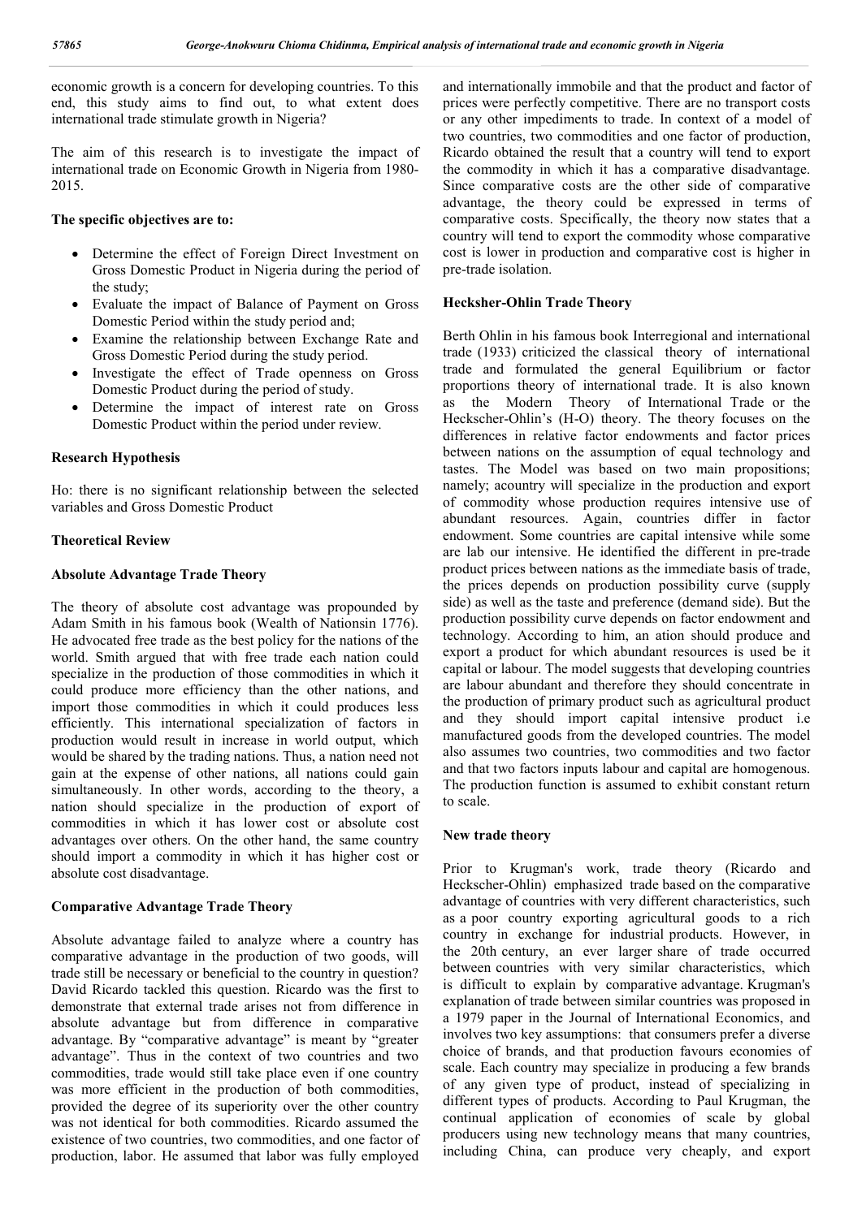economic growth is a concern for developing countries. To this end, this study aims to find out, to what extent does international trade stimulate growth in Nigeria?

The aim of this research is to investigate the impact of international trade on Economic Growth in Nigeria from 1980-2015.

**The specific objectives are to:**

- Determine the effect of Foreign Direct Investment on Gross Domestic Product in Nigeria during the period of the study;
- Evaluate the impact of Balance of Payment on Gross Domestic Period within the study period and;
- Examine the relationship between Exchange Rate and Gross Domestic Period during the study period.
- Investigate the effect of Trade openness on Gross Domestic Product during the period of study.
- Determine the impact of interest rate on Gross Domestic Product within the period under review.

## Research Hypothesis

Ho: there is no significant relationship between the selected variables and Gross Domestic Product

## Theoretical Review

### Absolute Advantage Trade Theory

The theory of absolute cost advantage was propounded by Adam Smith in his famous book (Wealth of Nationsin 1776). He advocated free trade as the best policy for the nations of the world. Smith argued that with free trade each nation could specialize in the production of those commodities in which it could produce more efficiency than the other nations, and import those commodities in which it could produces less efficiently. This international specialization of factors in production would result in increase in world output, which would be shared by the trading nations. Thus, a nation need not gain at the expense of other nations, all nations could gain simultaneously. In other words, according to the theory, a nation should specialize in the production of export of commodities in which it has lower cost or absolute cost advantages over others. On the other hand, the same country should import a commodity in which it has higher cost or absolute cost disadvantage.

### Comparative Advantage Trade Theory

Absolute advantage failed to analyze where a country has comparative advantage in the production of two goods, will trade still be necessary or beneficial to the country in question? David Ricardo tackled this question. Ricardo was the first to demonstrate that external trade arises not from difference in absolute advantage but from difference in comparative advantage. By "comparative advantage" is meant by "greater advantage". Thus in the context of two countries and two commodities, trade would still take place even if one country was more efficient in the production of both commodities, provided the degree of its superiority over the other country was not identical for both commodities. Ricardo assumed the existence of two countries, two commodities, and one factor of production, labor. He assumed that labor was fully employed and internationally immobile and that the product and factor of prices were perfectly competitive. There are no transport costs or any other impediments to trade. In context of a model of two countries, two commodities and one factor of production, Ricardo obtained the result that a country will tend to export the commodity in which it has a comparative disadvantage. Since comparative costs are the other side of comparative advantage, the theory could be expressed in terms of comparative costs. Specifically, the theory now states that a country will tend to export the commodity whose comparative cost is lower in production and comparative cost is higher in pre-trade isolation.

### Hecksher-Ohlin Trade Theory

Berth Ohlin in his famous book Interregional and international trade (1933) criticized the classical theory of international trade and formulated the general Equilibrium or factor proportions theory of international trade. It is also known as the Modern Theory of International Trade or the Heckscher-Ohlin's (H-O) theory. The theory focuses on the differences in relative factor endowments and factor prices between nations on the assumption of equal technology and tastes. The Model was based on two main propositions; namely; acountry will specialize in the production and export of commodity whose production requires intensive use of abundant resources. Again, countries differ in factor endowment. Some countries are capital intensive while some are lab our intensive. He identified the different in pre-trade product prices between nations as the immediate basis of trade, the prices depends on production possibility curve (supply side) as well as the taste and preference (demand side). But the production possibility curve depends on factor endowment and technology. According to him, an ation should produce and export a product for which abundant resources is used be it capital or labour. The model suggests that developing countries are labour abundant and therefore they should concentrate in the production of primary product such as agricultural product and they should import capital intensive product i.e manufactured goods from the developed countries. The model also assumes two countries, two commodities and two factor and that two factors inputs labour and capital are homogenous. The production function is assumed to exhibit constant return to scale.

### New trade theory

Prior to Krugman's work, trade theory (Ricardo and Heckscher-Ohlin) emphasized trade based on the comparative advantage of countries with very different characteristics, such as a poor country exporting agricultural goods to a rich country in exchange for industrial products. However, in the 20th century, an ever larger share of trade occurred between countries with very similar characteristics, which is difficult to explain by comparative advantage. Krugman's explanation of trade between similar countries was proposed in a 1979 paper in the Journal of International Economics, and involves two key assumptions: that consumers prefer a diverse choice of brands, and that production favours economies of scale. Each country may specialize in producing a few brands of any given type of product, instead of specializing in different types of products. According to Paul Krugman, the continual application of economies of scale by global producers using new technology means that many countries, including China, can produce very cheaply, and export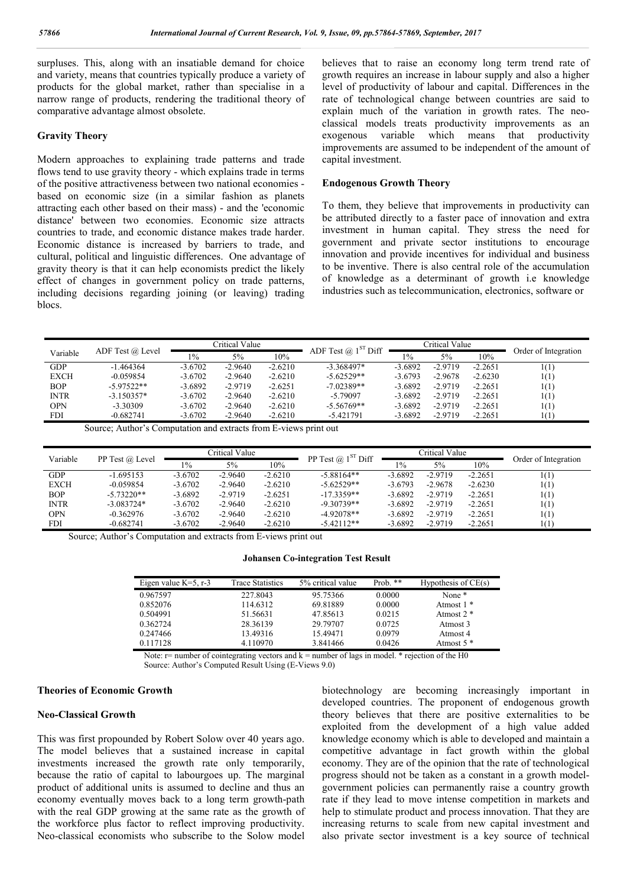surpluses. This, along with an insatiable demand for choice and variety, means that countries typically produce a variety of products for the global market, rather than specialise in a narrow range of products, rendering the traditional theory of comparative advantage almost obsolete.

### Gravity Theory

Modern approaches to explaining trade patterns and trade flows tend to use gravity theory - which explains trade in terms of the positive attractiveness between two national economies - based on economic size (in a similar fashion as planets attracting each other based on their mass) - and the 'economic distance' between two economies. Economic size attracts countries to trade, and economic distance makes trade harder. Economic distance is increased by barriers to trade, and cultural, political and linguistic differences. One advantage of gravity theory is that it can help economists predict the likely effect of changes in government policy on trade patterns, including decisions regarding joining (or leaving) trading blocs.

believes that to raise an economy long term trend rate of growth requires an increase in labour supply and also a higher level of productivity of labour and capital. Differences in the rate of technological change between countries are said to explain much of the variation in growth rates. The neo-classical models treats productivity improvements as an exogenous variable which means that productivity improvements are assumed to be independent of the amount of capital investment.

### Endogenous Growth Theory

To them, they believe that improvements in productivity can be attributed directly to a faster pace of innovation and extra investment in human capital. They stress the need for government and private sector institutions to encourage innovation and provide incentives for individual and business to be inventive. There is also central role of the accumulation of knowledge as a determinant of growth i.e knowledge industries such as telecommunication, electronics, software or biotechnology are becoming increasingly important in developed countries. The proponent of endogenous growth theory believes that there are positive externalities to be exploited from the development of a high value added knowledge economy which is able to developed and maintain a competitive advantage in fact growth within the global economy. They are of the opinion that the rate of technological progress should not be taken as a constant in a growth model-government policies can permanently raise a country growth rate if they lead to move intense competition in markets and help to stimulate product and process innovation. That they are increasing returns to scale from new capital investment and also private sector investment is a key source of technical

| Variable | ADF Test @ Level | Critical Value | | | ADF Test @ $1^{ST}$ Diff | Critical Value | | | Order of Integration |
|---|---|---|---|---|---|---|---|---|---|
| | | 1% | 5% | 10% | | 1% | 5% | 10% | |
| GDP | -1.464364 | -3.6702 | -2.9640 | -2.6210 | -3.368497* | -3.6892 | -2.9719 | -2.2651 | 1(1) |
| EXCH | -0.059854 | -3.6702 | -2.9640 | -2.6210 | -5.62529** | -3.6793 | -2.9678 | -2.6230 | 1(1) |
| BOP | -5.97522** | -3.6892 | -2.9719 | -2.6251 | -7.02389** | -3.6892 | -2.9719 | -2.2651 | 1(1) |
| INTR | -3.150357* | -3.6702 | -2.9640 | -2.6210 | -5.79097 | -3.6892 | -2.9719 | -2.2651 | 1(1) |
| OPN | -3.30309 | -3.6702 | -2.9640 | -2.6210 | -5.56769** | -3.6892 | -2.9719 | -2.2651 | 1(1) |
| FDI | -0.682741 | -3.6702 | -2.9640 | -2.6210 | -5.421791 | -3.6892 | -2.9719 | -2.2651 | 1(1) |

Source; Author's Computation and extracts from E-views print out

| Variable | PP Test @ Level | Critical Value | | | PP Test @ $1^{ST}$ Diff | Critical Value | | | Order of Integration |
|---|---|---|---|---|---|---|---|---|---|
| | | 1% | 5% | 10% | | 1% | 5% | 10% | |
| GDP | -1.695153 | -3.6702 | -2.9640 | -2.6210 | -5.88164** | -3.6892 | -2.9719 | -2.2651 | 1(1) |
| EXCH | -0.059854 | -3.6702 | -2.9640 | -2.6210 | -5.62529** | -3.6793 | -2.9678 | -2.6230 | 1(1) |
| BOP | -5.73220** | -3.6892 | -2.9719 | -2.6251 | -17.3359** | -3.6892 | -2.9719 | -2.2651 | 1(1) |
| INTR | -3.083724* | -3.6702 | -2.9640 | -2.6210 | -9.30739** | -3.6892 | -2.9719 | -2.2651 | 1(1) |
| OPN | -0.362976 | -3.6702 | -2.9640 | -2.6210 | -4.92078** | -3.6892 | -2.9719 | -2.2651 | 1(1) |
| FDI | -0.682741 | -3.6702 | -2.9640 | -2.6210 | -5.42112** | -3.6892 | -2.9719 | -2.2651 | 1(1) |

Source; Author's Computation and extracts from E-views print out

**Johansen Co-integration Test Result**

| Eigen value K=5, r-3 | Trace Statistics | 5% critical value | Prob. ** | Hypothesis of CE(s) |
|---|---|---|---|---|
| 0.967597 | 227.8043 | 95.75366 | 0.0000 | None * |
| 0.852076 | 114.6312 | 69.81889 | 0.0000 | Atmost 1 * |
| 0.504991 | 51.56631 | 47.85613 | 0.0215 | Atmost 2 * |
| 0.362724 | 28.36139 | 29.79707 | 0.0725 | Atmost 3 |
| 0.247466 | 13.49316 | 15.49471 | 0.0979 | Atmost 4 |
| 0.117128 | 4.110970 | 3.841466 | 0.0426 | Atmost 5 * |

Note: r= number of cointegrating vectors and k = number of lags in model. * rejection of the H0
Source: Author's Computed Result Using (E-Views 9.0)

## Theories of Economic Growth

### Neo-Classical Growth

This was first propounded by Robert Solow over 40 years ago. The model believes that a sustained increase in capital investments increased the growth rate only temporarily, because the ratio of capital to labourgoes up. The marginal product of additional units is assumed to decline and thus an economy eventually moves back to a long term growth-path with the real GDP growing at the same rate as the growth of the workforce plus factor to reflect improving productivity. Neo-classical economists who subscribe to the Solow model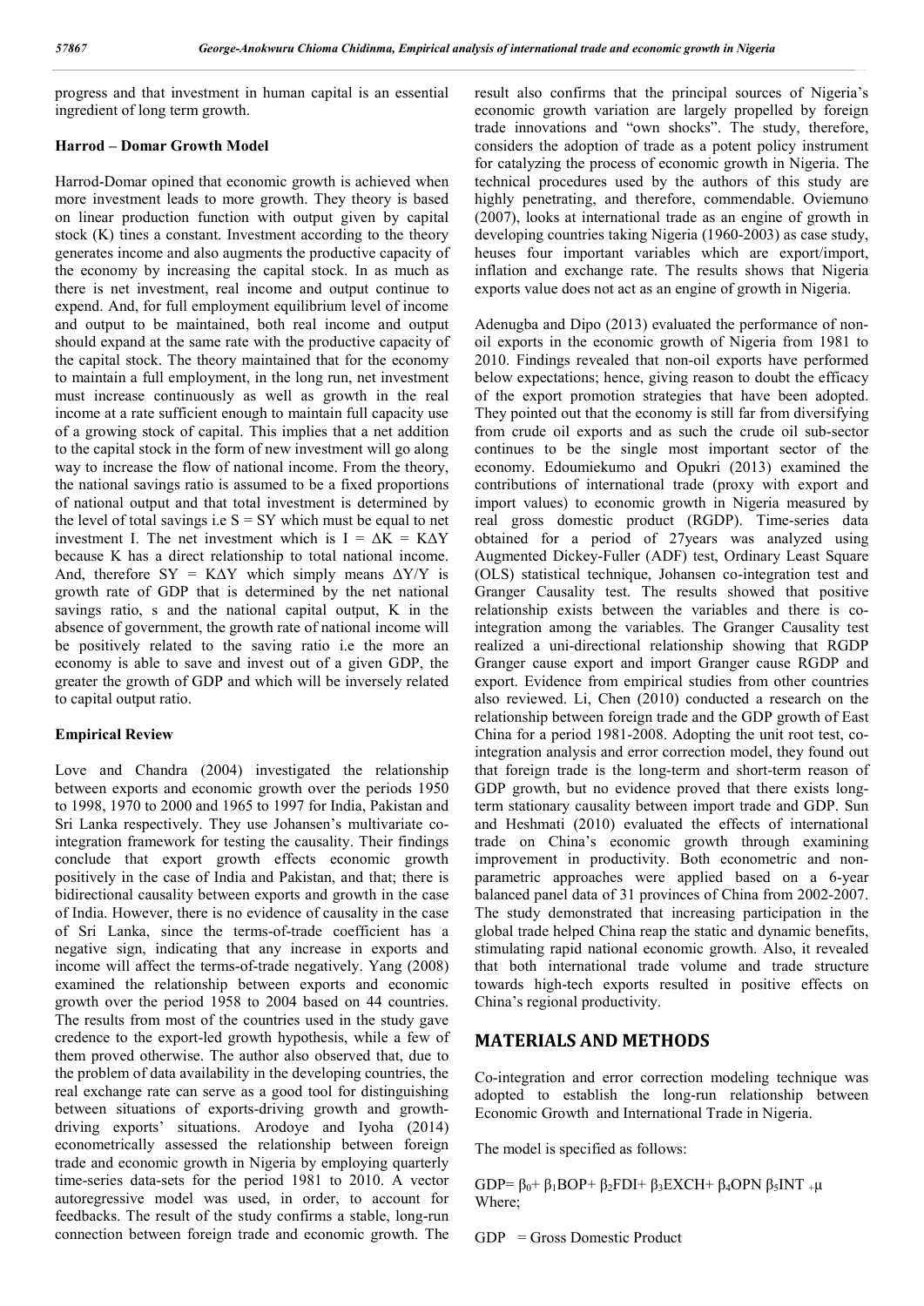progress and that investment in human capital is an essential ingredient of long term growth.

### Harrod – Domar Growth Model

Harrod-Domar opined that economic growth is achieved when more investment leads to more growth. They theory is based on linear production function with output given by capital stock (K) tines a constant. Investment according to the theory generates income and also augments the productive capacity of the economy by increasing the capital stock. In as much as there is net investment, real income and output continue to expend. And, for full employment equilibrium level of income and output to be maintained, both real income and output should expand at the same rate with the productive capacity of the capital stock. The theory maintained that for the economy to maintain a full employment, in the long run, net investment must increase continuously as well as growth in the real income at a rate sufficient enough to maintain full capacity use of a growing stock of capital. This implies that a net addition to the capital stock in the form of new investment will go along way to increase the flow of national income. From the theory, the national savings ratio is assumed to be a fixed proportions of national output and that total investment is determined by the level of total savings i.e $S = SY$ which must be equal to net investment I. The net investment which is $I = \Delta K = K\Delta Y$ because K has a direct relationship to total national income. And, therefore $SY = K\Delta Y$ which simply means $\Delta Y/Y$ is growth rate of GDP that is determined by the net national savings ratio, s and the national capital output, K in the absence of government, the growth rate of national income will be positively related to the saving ratio i.e the more an economy is able to save and invest out of a given GDP, the greater the growth of GDP and which will be inversely related to capital output ratio.

### Empirical Review

Love and Chandra (2004) investigated the relationship between exports and economic growth over the periods 1950 to 1998, 1970 to 2000 and 1965 to 1997 for India, Pakistan and Sri Lanka respectively. They use Johansen's multivariate co-integration framework for testing the causality. Their findings conclude that export growth effects economic growth positively in the case of India and Pakistan, and that; there is bidirectional causality between exports and growth in the case of India. However, there is no evidence of causality in the case of Sri Lanka, since the terms-of-trade coefficient has a negative sign, indicating that any increase in exports and income will affect the terms-of-trade negatively. Yang (2008) examined the relationship between exports and economic growth over the period 1958 to 2004 based on 44 countries. The results from most of the countries used in the study gave credence to the export-led growth hypothesis, while a few of them proved otherwise. The author also observed that, due to the problem of data availability in the developing countries, the real exchange rate can serve as a good tool for distinguishing between situations of exports-driving growth and growth-driving exports' situations. Arodoye and Iyoha (2014) econometrically assessed the relationship between foreign trade and economic growth in Nigeria by employing quarterly time-series data-sets for the period 1981 to 2010. A vector autoregressive model was used, in order, to account for feedbacks. The result of the study confirms a stable, long-run connection between foreign trade and economic growth. The result also confirms that the principal sources of Nigeria's economic growth variation are largely propelled by foreign trade innovations and "own shocks". The study, therefore, considers the adoption of trade as a potent policy instrument for catalyzing the process of economic growth in Nigeria. The technical procedures used by the authors of this study are highly penetrating, and therefore, commendable. Oviemuno (2007), looks at international trade as an engine of growth in developing countries taking Nigeria (1960-2003) as case study, heuses four important variables which are export/import, inflation and exchange rate. The results shows that Nigeria exports value does not act as an engine of growth in Nigeria.

Adenugba and Dipo (2013) evaluated the performance of non-oil exports in the economic growth of Nigeria from 1981 to 2010. Findings revealed that non-oil exports have performed below expectations; hence, giving reason to doubt the efficacy of the export promotion strategies that have been adopted. They pointed out that the economy is still far from diversifying from crude oil exports and as such the crude oil sub-sector continues to be the single most important sector of the economy. Edoumiekumo and Opukri (2013) examined the contributions of international trade (proxy with export and import values) to economic growth in Nigeria measured by real gross domestic product (RGDP). Time-series data obtained for a period of 27years was analyzed using Augmented Dickey-Fuller (ADF) test, Ordinary Least Square (OLS) statistical technique, Johansen co-integration test and Granger Causality test. The results showed that positive relationship exists between the variables and there is co-integration among the variables. The Granger Causality test realized a uni-directional relationship showing that RGDP Granger cause export and import Granger cause RGDP and export. Evidence from empirical studies from other countries also reviewed. Li, Chen (2010) conducted a research on the relationship between foreign trade and the GDP growth of East China for a period 1981-2008. Adopting the unit root test, co-integration analysis and error correction model, they found out that foreign trade is the long-term and short-term reason of GDP growth, but no evidence proved that there exists long-term stationary causality between import trade and GDP. Sun and Heshmati (2010) evaluated the effects of international trade on China's economic growth through examining improvement in productivity. Both econometric and non-parametric approaches were applied based on a 6-year balanced panel data of 31 provinces of China from 2002-2007. The study demonstrated that increasing participation in the global trade helped China reap the static and dynamic benefits, stimulating rapid national economic growth. Also, it revealed that both international trade volume and trade structure towards high-tech exports resulted in positive effects on China's regional productivity.

## MATERIALS AND METHODS

Co-integration and error correction modeling technique was adopted to establish the long-run relationship between Economic Growth and International Trade in Nigeria.

The model is specified as follows:

$$GDP = \beta_0 + \beta_1 BOP + \beta_2 FDI + \beta_3 EXCH + \beta_4 OPN \ \beta_5 INT + \mu$$

Where;

GDP = Gross Domestic Product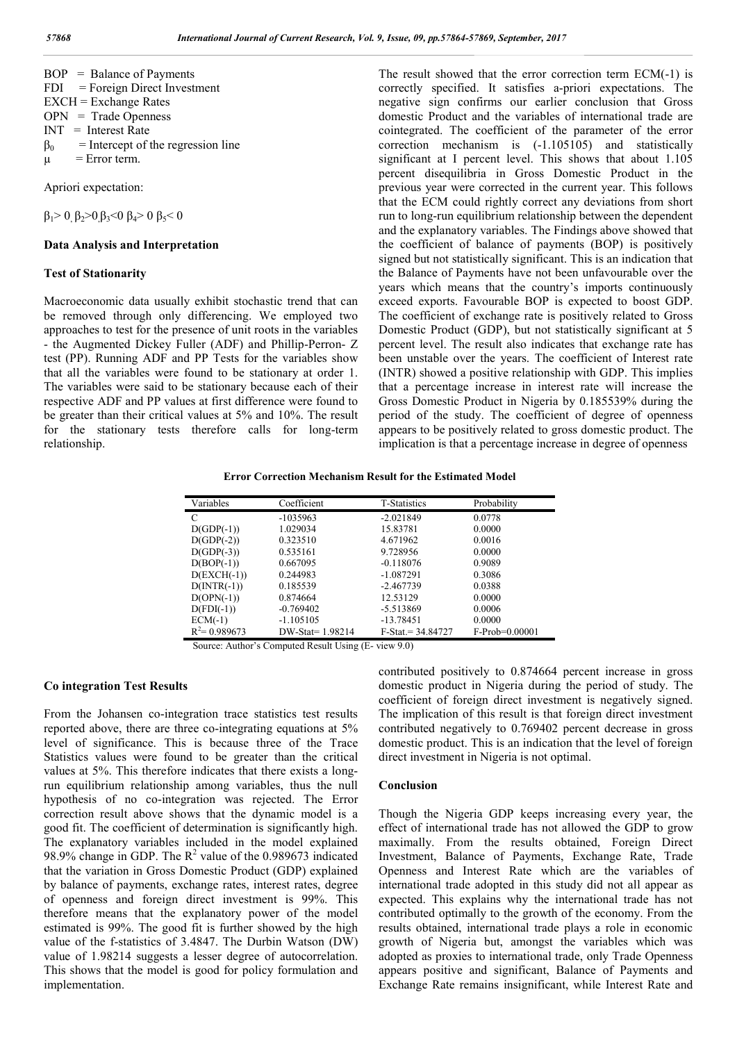BOP = Balance of Payments
FDI = Foreign Direct Investment
EXCH = Exchange Rates
OPN = Trade Openness
INT = Interest Rate
$\beta_0$ = Intercept of the regression line
$\mu$ = Error term.

Apriori expectation:

$\beta_1 > 0,\ \beta_2 > 0,\ \beta_3 < 0\ \beta_4 > 0\ \beta_5 < 0$

### Data Analysis and Interpretation

#### Test of Stationarity

Macroeconomic data usually exhibit stochastic trend that can be removed through only differencing. We employed two approaches to test for the presence of unit roots in the variables - the Augmented Dickey Fuller (ADF) and Phillip-Perron- Z test (PP). Running ADF and PP Tests for the variables show that all the variables were found to be stationary at order 1. The variables were said to be stationary because each of their respective ADF and PP values at first difference were found to be greater than their critical values at 5% and 10%. The result for the stationary tests therefore calls for long-term relationship.

#### Co integration Test Results

From the Johansen co-integration trace statistics test results reported above, there are three co-integrating equations at 5% level of significance. This is because three of the Trace Statistics values were found to be greater than the critical values at 5%. This therefore indicates that there exists a long-run equilibrium relationship among variables, thus the null hypothesis of no co-integration was rejected. The Error correction result above shows that the dynamic model is a good fit. The coefficient of determination is significantly high. The explanatory variables included in the model explained 98.9% change in GDP. The $R^2$ value of the 0.989673 indicated that the variation in Gross Domestic Product (GDP) explained by balance of payments, exchange rates, interest rates, degree of openness and foreign direct investment is 99%. This therefore means that the explanatory power of the model estimated is 99%. The good fit is further showed by the high value of the f-statistics of 3.4847. The Durbin Watson (DW) value of 1.98214 suggests a lesser degree of autocorrelation. This shows that the model is good for policy formulation and implementation.

The result showed that the error correction term ECM(-1) is correctly specified. It satisfies a-priori expectations. The negative sign confirms our earlier conclusion that Gross domestic Product and the variables of international trade are cointegrated. The coefficient of the parameter of the error correction mechanism is (-1.105105) and statistically significant at I percent level. This shows that about 1.105 percent disequilibria in Gross Domestic Product in the previous year were corrected in the current year. This follows that the ECM could rightly correct any deviations from short run to long-run equilibrium relationship between the dependent and the explanatory variables. The Findings above showed that the coefficient of balance of payments (BOP) is positively signed but not statistically significant. This is an indication that the Balance of Payments have not been unfavourable over the years which means that the country's imports continuously exceed exports. Favourable BOP is expected to boost GDP. The coefficient of exchange rate is positively related to Gross Domestic Product (GDP), but not statistically significant at 5 percent level. The result also indicates that exchange rate has been unstable over the years. The coefficient of Interest rate (INTR) showed a positive relationship with GDP. This implies that a percentage increase in interest rate will increase the Gross Domestic Product in Nigeria by 0.185539% during the period of the study. The coefficient of degree of openness appears to be positively related to gross domestic product. The implication is that a percentage increase in degree of openness contributed positively to 0.874664 percent increase in gross domestic product in Nigeria during the period of study. The coefficient of foreign direct investment is negatively signed. The implication of this result is that foreign direct investment contributed negatively to 0.769402 percent decrease in gross domestic product. This is an indication that the level of foreign direct investment in Nigeria is not optimal.

**Error Correction Mechanism Result for the Estimated Model**

| Variables | Coefficient | T-Statistics | Probability |
|---|---|---|---|
| C | -1035963 | -2.021849 | 0.0778 |
| D(GDP(-1)) | 1.029034 | 15.83781 | 0.0000 |
| D(GDP(-2)) | 0.323510 | 4.671962 | 0.0016 |
| D(GDP(-3)) | 0.535161 | 9.728956 | 0.0000 |
| D(BOP(-1)) | 0.667095 | -0.118076 | 0.9089 |
| D(EXCH(-1)) | 0.244983 | -1.087291 | 0.3086 |
| D(INTR(-1)) | 0.185539 | -2.467739 | 0.0388 |
| D(OPN(-1)) | 0.874664 | 12.53129 | 0.0000 |
| D(FDI(-1)) | -0.769402 | -5.513869 | 0.0006 |
| ECM(-1) | -1.105105 | -13.78451 | 0.0000 |
| $R^2$= 0.989673 | DW-Stat= 1.98214 | F-Stat.= 34.84727 | F-Prob=0.00001 |

Source: Author's Computed Result Using (E- view 9.0)

### Conclusion

Though the Nigeria GDP keeps increasing every year, the effect of international trade has not allowed the GDP to grow maximally. From the results obtained, Foreign Direct Investment, Balance of Payments, Exchange Rate, Trade Openness and Interest Rate which are the variables of international trade adopted in this study did not all appear as expected. This explains why the international trade has not contributed optimally to the growth of the economy. From the results obtained, international trade plays a role in economic growth of Nigeria but, amongst the variables which was adopted as proxies to international trade, only Trade Openness appears positive and significant, Balance of Payments and Exchange Rate remains insignificant, while Interest Rate and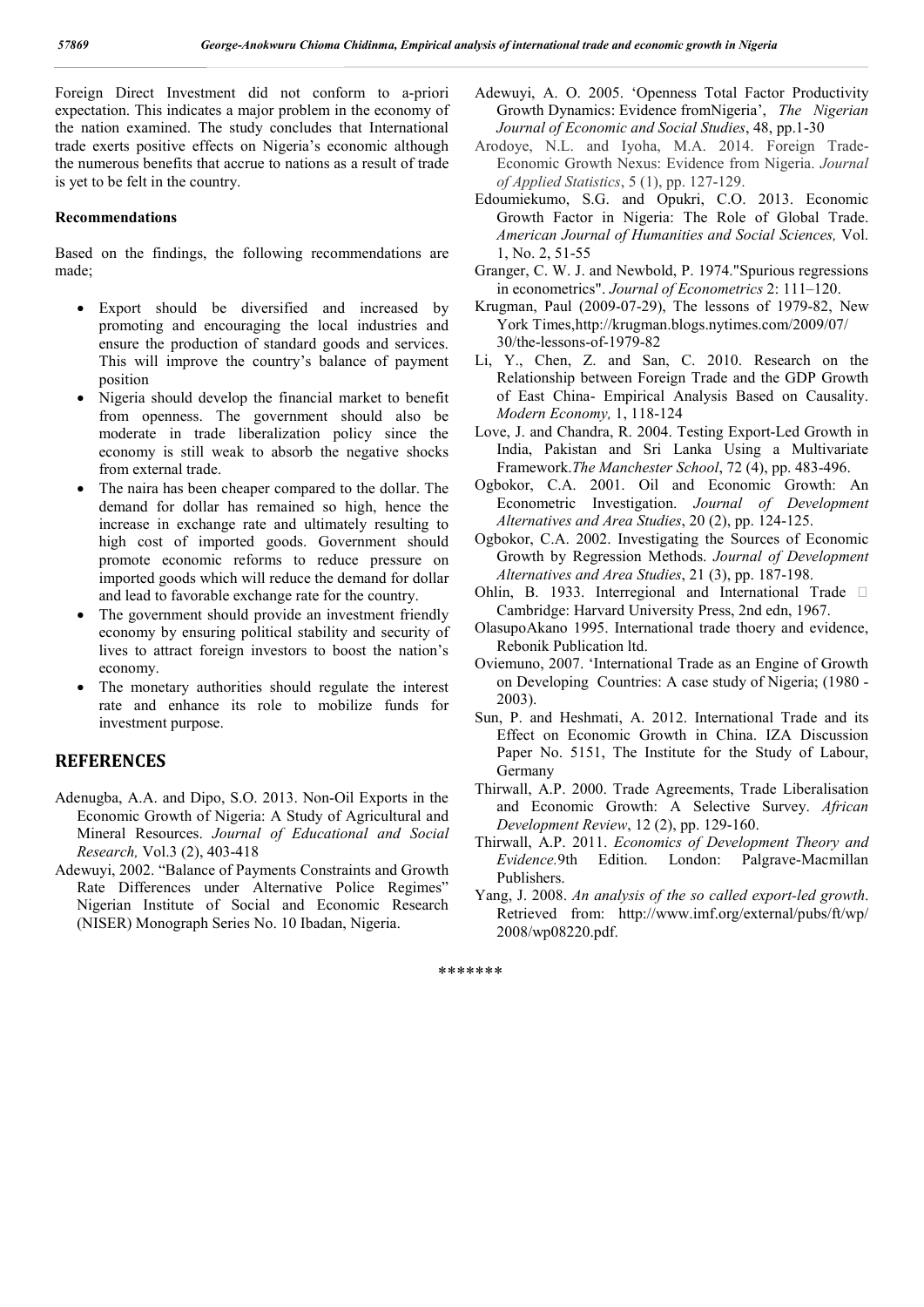Foreign Direct Investment did not conform to a-priori expectation. This indicates a major problem in the economy of the nation examined. The study concludes that International trade exerts positive effects on Nigeria's economic although the numerous benefits that accrue to nations as a result of trade is yet to be felt in the country.

**Recommendations**

Based on the findings, the following recommendations are made;

- Export should be diversified and increased by promoting and encouraging the local industries and ensure the production of standard goods and services. This will improve the country's balance of payment position
- Nigeria should develop the financial market to benefit from openness. The government should also be moderate in trade liberalization policy since the economy is still weak to absorb the negative shocks from external trade.
- The naira has been cheaper compared to the dollar. The demand for dollar has remained so high, hence the increase in exchange rate and ultimately resulting to high cost of imported goods. Government should promote economic reforms to reduce pressure on imported goods which will reduce the demand for dollar and lead to favorable exchange rate for the country.
- The government should provide an investment friendly economy by ensuring political stability and security of lives to attract foreign investors to boost the nation's economy.
- The monetary authorities should regulate the interest rate and enhance its role to mobilize funds for investment purpose.

## REFERENCES

Adenugba, A.A. and Dipo, S.O. 2013. Non-Oil Exports in the Economic Growth of Nigeria: A Study of Agricultural and Mineral Resources. *Journal of Educational and Social Research,* Vol.3 (2), 403-418

Adewuyi, 2002. "Balance of Payments Constraints and Growth Rate Differences under Alternative Police Regimes" Nigerian Institute of Social and Economic Research (NISER) Monograph Series No. 10 Ibadan, Nigeria.

Adewuyi, A. O. 2005. 'Openness Total Factor Productivity Growth Dynamics: Evidence fromNigeria', *The Nigerian Journal of Economic and Social Studies*, 48, pp.1-30

Arodoye, N.L. and Iyoha, M.A. 2014. Foreign Trade-Economic Growth Nexus: Evidence from Nigeria. *Journal of Applied Statistics*, 5 (1), pp. 127-129.

Edoumiekumo, S.G. and Opukri, C.O. 2013. Economic Growth Factor in Nigeria: The Role of Global Trade. *American Journal of Humanities and Social Sciences,* Vol. 1, No. 2, 51-55

Granger, C. W. J. and Newbold, P. 1974."Spurious regressions in econometrics". *Journal of Econometrics* 2: 111–120.

Krugman, Paul (2009-07-29), The lessons of 1979-82, New York Times,http://krugman.blogs.nytimes.com/2009/07/30/the-lessons-of-1979-82

Li, Y., Chen, Z. and San, C. 2010. Research on the Relationship between Foreign Trade and the GDP Growth of East China- Empirical Analysis Based on Causality. *Modern Economy,* 1, 118-124

Love, J. and Chandra, R. 2004. Testing Export-Led Growth in India, Pakistan and Sri Lanka Using a Multivariate Framework.*The Manchester School*, 72 (4), pp. 483-496.

Ogbokor, C.A. 2001. Oil and Economic Growth: An Econometric Investigation. *Journal of Development Alternatives and Area Studies*, 20 (2), pp. 124-125.

Ogbokor, C.A. 2002. Investigating the Sources of Economic Growth by Regression Methods. *Journal of Development Alternatives and Area Studies*, 21 (3), pp. 187-198.

Ohlin, B. 1933. Interregional and International Trade  Cambridge: Harvard University Press, 2nd edn, 1967.

OlasupoAkano 1995. International trade thoery and evidence, Rebonik Publication ltd.

Oviemuno, 2007. 'International Trade as an Engine of Growth on Developing Countries: A case study of Nigeria; (1980 - 2003).

Sun, P. and Heshmati, A. 2012. International Trade and its Effect on Economic Growth in China. IZA Discussion Paper No. 5151, The Institute for the Study of Labour, Germany

Thirwall, A.P. 2000. Trade Agreements, Trade Liberalisation and Economic Growth: A Selective Survey. *African Development Review*, 12 (2), pp. 129-160.

Thirwall, A.P. 2011. *Economics of Development Theory and Evidence.*9th Edition. London: Palgrave-Macmillan Publishers.

Yang, J. 2008. *An analysis of the so called export-led growth*. Retrieved from: http://www.imf.org/external/pubs/ft/wp/2008/wp08220.pdf.

\*\*\*\*\*\*\*